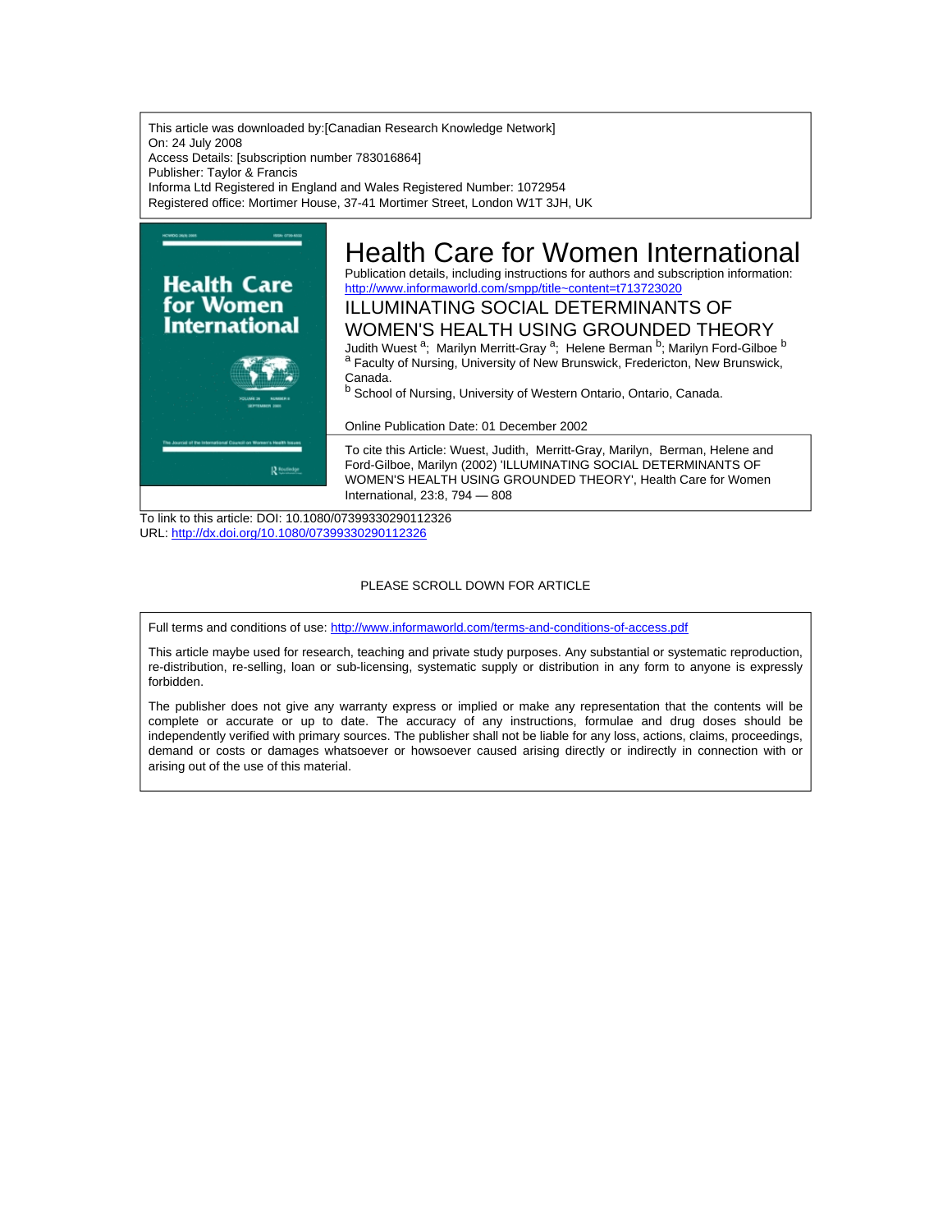This article was downloaded by:[Canadian Research Knowledge Network]
On: 24 July 2008
Access Details: [subscription number 783016864]
Publisher: Taylor & Francis
Informa Ltd Registered in England and Wales Registered Number: 1072954
Registered office: Mortimer House, 37-41 Mortimer Street, London W1T 3JH, UK

# Health Care for Women International

Publication details, including instructions for authors and subscription information:
http://www.informaworld.com/smpp/title~content=t713723020

## ILLUMINATING SOCIAL DETERMINANTS OF WOMEN'S HEALTH USING GROUNDED THEORY

Judith Wuest [a]; Marilyn Merritt-Gray [a]; Helene Berman [b]; Marilyn Ford-Gilboe [b]

[a] Faculty of Nursing, University of New Brunswick, Fredericton, New Brunswick, Canada.

[b] School of Nursing, University of Western Ontario, Ontario, Canada.

Online Publication Date: 01 December 2002

To cite this Article: Wuest, Judith, Merritt-Gray, Marilyn, Berman, Helene and Ford-Gilboe, Marilyn (2002) 'ILLUMINATING SOCIAL DETERMINANTS OF WOMEN'S HEALTH USING GROUNDED THEORY', Health Care for Women International, 23:8, 794 — 808

To link to this article: DOI: 10.1080/07399330290112326
URL: http://dx.doi.org/10.1080/07399330290112326

PLEASE SCROLL DOWN FOR ARTICLE

Full terms and conditions of use: http://www.informaworld.com/terms-and-conditions-of-access.pdf

This article maybe used for research, teaching and private study purposes. Any substantial or systematic reproduction, re-distribution, re-selling, loan or sub-licensing, systematic supply or distribution in any form to anyone is expressly forbidden.

The publisher does not give any warranty express or implied or make any representation that the contents will be complete or accurate or up to date. The accuracy of any instructions, formulae and drug doses should be independently verified with primary sources. The publisher shall not be liable for any loss, actions, claims, proceedings, demand or costs or damages whatsoever or howsoever caused arising directly or indirectly in connection with or arising out of the use of this material.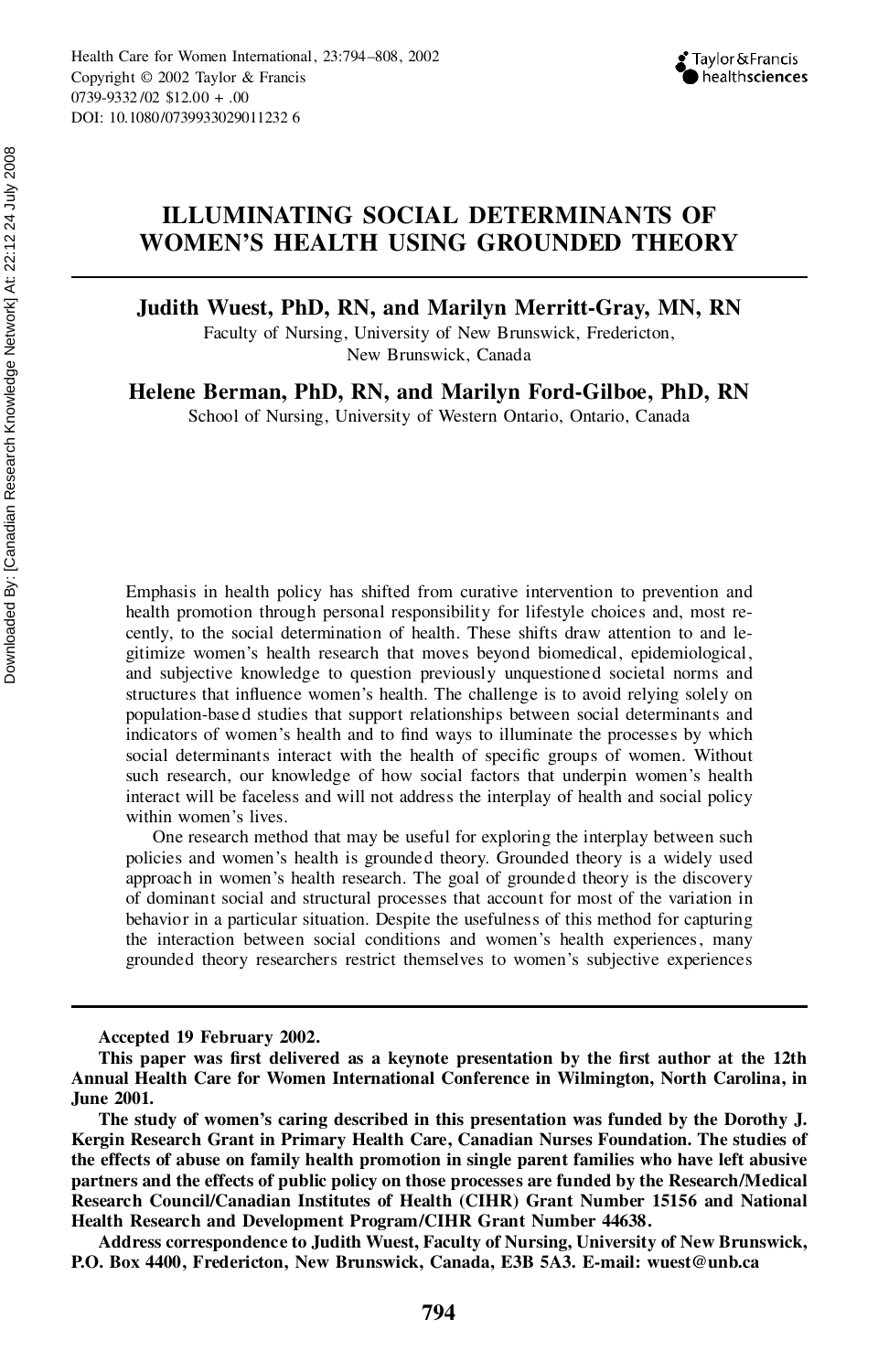# ILLUMINATING SOCIAL DETERMINANTS OF WOMEN'S HEALTH USING GROUNDED THEORY

**Judith Wuest, PhD, RN, and Marilyn Merritt-Gray, MN, RN**
Faculty of Nursing, University of New Brunswick, Fredericton, New Brunswick, Canada

**Helene Berman, PhD, RN, and Marilyn Ford-Gilboe, PhD, RN**
School of Nursing, University of Western Ontario, Ontario, Canada

Emphasis in health policy has shifted from curative intervention to prevention and health promotion through personal responsibility for lifestyle choices and, most recently, to the social determination of health. These shifts draw attention to and legitimize women's health research that moves beyond biomedical, epidemiological, and subjective knowledge to question previously unquestioned societal norms and structures that influence women's health. The challenge is to avoid relying solely on population-based studies that support relationships between social determinants and indicators of women's health and to find ways to illuminate the processes by which social determinants interact with the health of specific groups of women. Without such research, our knowledge of how social factors that underpin women's health interact will be faceless and will not address the interplay of health and social policy within women's lives.

One research method that may be useful for exploring the interplay between such policies and women's health is grounded theory. Grounded theory is a widely used approach in women's health research. The goal of grounded theory is the discovery of dominant social and structural processes that account for most of the variation in behavior in a particular situation. Despite the usefulness of this method for capturing the interaction between social conditions and women's health experiences, many grounded theory researchers restrict themselves to women's subjective experiences

---

**Accepted 19 February 2002.**

**This paper was first delivered as a keynote presentation by the first author at the 12th Annual Health Care for Women International Conference in Wilmington, North Carolina, in June 2001.**

**The study of women's caring described in this presentation was funded by the Dorothy J. Kergin Research Grant in Primary Health Care, Canadian Nurses Foundation. The studies of the effects of abuse on family health promotion in single parent families who have left abusive partners and the effects of public policy on those processes are funded by the Research/Medical Research Council/Canadian Institutes of Health (CIHR) Grant Number 15156 and National Health Research and Development Program/CIHR Grant Number 44638.**

**Address correspondence to Judith Wuest, Faculty of Nursing, University of New Brunswick, P.O. Box 4400, Fredericton, New Brunswick, Canada, E3B 5A3. E-mail: wuest@unb.ca**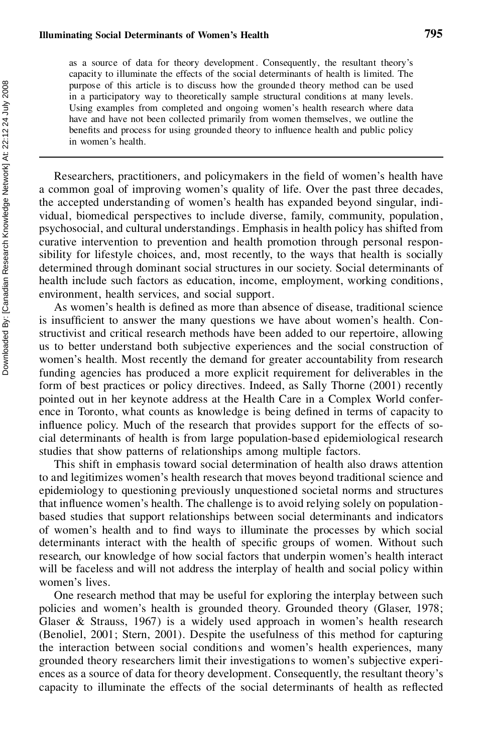as a source of data for theory development. Consequently, the resultant theory's capacity to illuminate the effects of the social determinants of health is limited. The purpose of this article is to discuss how the grounded theory method can be used in a participatory way to theoretically sample structural conditions at many levels. Using examples from completed and ongoing women's health research where data have and have not been collected primarily from women themselves, we outline the benefits and process for using grounded theory to influence health and public policy in women's health.

---

Researchers, practitioners, and policymakers in the field of women's health have a common goal of improving women's quality of life. Over the past three decades, the accepted understanding of women's health has expanded beyond singular, individual, biomedical perspectives to include diverse, family, community, population, psychosocial, and cultural understandings. Emphasis in health policy has shifted from curative intervention to prevention and health promotion through personal responsibility for lifestyle choices, and, most recently, to the ways that health is socially determined through dominant social structures in our society. Social determinants of health include such factors as education, income, employment, working conditions, environment, health services, and social support.

As women's health is defined as more than absence of disease, traditional science is insufficient to answer the many questions we have about women's health. Constructivist and critical research methods have been added to our repertoire, allowing us to better understand both subjective experiences and the social construction of women's health. Most recently the demand for greater accountability from research funding agencies has produced a more explicit requirement for deliverables in the form of best practices or policy directives. Indeed, as Sally Thorne (2001) recently pointed out in her keynote address at the Health Care in a Complex World conference in Toronto, what counts as knowledge is being defined in terms of capacity to influence policy. Much of the research that provides support for the effects of social determinants of health is from large population-based epidemiological research studies that show patterns of relationships among multiple factors.

This shift in emphasis toward social determination of health also draws attention to and legitimizes women's health research that moves beyond traditional science and epidemiology to questioning previously unquestioned societal norms and structures that influence women's health. The challenge is to avoid relying solely on population-based studies that support relationships between social determinants and indicators of women's health and to find ways to illuminate the processes by which social determinants interact with the health of specific groups of women. Without such research, our knowledge of how social factors that underpin women's health interact will be faceless and will not address the interplay of health and social policy within women's lives.

One research method that may be useful for exploring the interplay between such policies and women's health is grounded theory. Grounded theory (Glaser, 1978; Glaser & Strauss, 1967) is a widely used approach in women's health research (Benoliel, 2001; Stern, 2001). Despite the usefulness of this method for capturing the interaction between social conditions and women's health experiences, many grounded theory researchers limit their investigations to women's subjective experiences as a source of data for theory development. Consequently, the resultant theory's capacity to illuminate the effects of the social determinants of health as reflected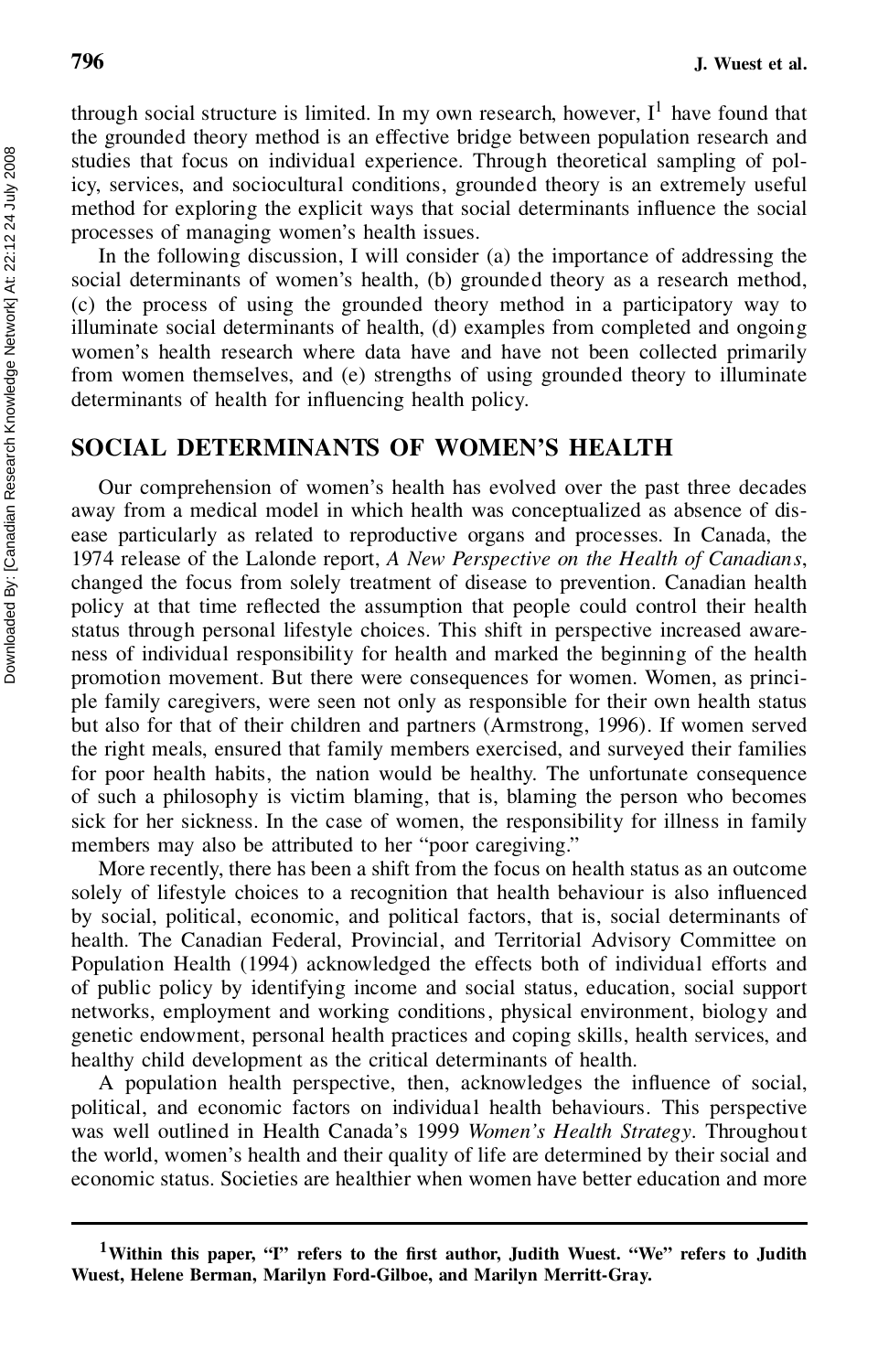through social structure is limited. In my own research, however, I[1] have found that the grounded theory method is an effective bridge between population research and studies that focus on individual experience. Through theoretical sampling of policy, services, and sociocultural conditions, grounded theory is an extremely useful method for exploring the explicit ways that social determinants influence the social processes of managing women's health issues.

In the following discussion, I will consider (a) the importance of addressing the social determinants of women's health, (b) grounded theory as a research method, (c) the process of using the grounded theory method in a participatory way to illuminate social determinants of health, (d) examples from completed and ongoing women's health research where data have and have not been collected primarily from women themselves, and (e) strengths of using grounded theory to illuminate determinants of health for influencing health policy.

## SOCIAL DETERMINANTS OF WOMEN'S HEALTH

Our comprehension of women's health has evolved over the past three decades away from a medical model in which health was conceptualized as absence of disease particularly as related to reproductive organs and processes. In Canada, the 1974 release of the Lalonde report, *A New Perspective on the Health of Canadians*, changed the focus from solely treatment of disease to prevention. Canadian health policy at that time reflected the assumption that people could control their health status through personal lifestyle choices. This shift in perspective increased awareness of individual responsibility for health and marked the beginning of the health promotion movement. But there were consequences for women. Women, as principle family caregivers, were seen not only as responsible for their own health status but also for that of their children and partners (Armstrong, 1996). If women served the right meals, ensured that family members exercised, and surveyed their families for poor health habits, the nation would be healthy. The unfortunate consequence of such a philosophy is victim blaming, that is, blaming the person who becomes sick for her sickness. In the case of women, the responsibility for illness in family members may also be attributed to her "poor caregiving."

More recently, there has been a shift from the focus on health status as an outcome solely of lifestyle choices to a recognition that health behaviour is also influenced by social, political, economic, and political factors, that is, social determinants of health. The Canadian Federal, Provincial, and Territorial Advisory Committee on Population Health (1994) acknowledged the effects both of individual efforts and of public policy by identifying income and social status, education, social support networks, employment and working conditions, physical environment, biology and genetic endowment, personal health practices and coping skills, health services, and healthy child development as the critical determinants of health.

A population health perspective, then, acknowledges the influence of social, political, and economic factors on individual health behaviours. This perspective was well outlined in Health Canada's 1999 *Women's Health Strategy*. Throughout the world, women's health and their quality of life are determined by their social and economic status. Societies are healthier when women have better education and more

---

[1]**Within this paper, "I" refers to the first author, Judith Wuest. "We" refers to Judith Wuest, Helene Berman, Marilyn Ford-Gilboe, and Marilyn Merritt-Gray.**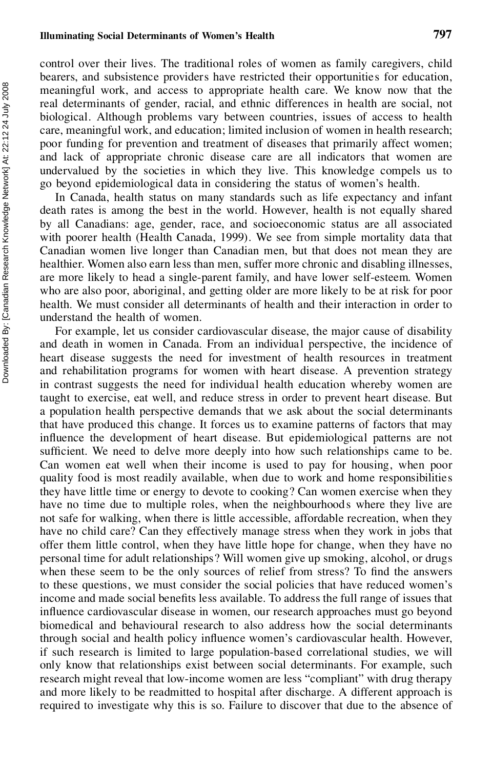control over their lives. The traditional roles of women as family caregivers, child bearers, and subsistence providers have restricted their opportunities for education, meaningful work, and access to appropriate health care. We know now that the real determinants of gender, racial, and ethnic differences in health are social, not biological. Although problems vary between countries, issues of access to health care, meaningful work, and education; limited inclusion of women in health research; poor funding for prevention and treatment of diseases that primarily affect women; and lack of appropriate chronic disease care are all indicators that women are undervalued by the societies in which they live. This knowledge compels us to go beyond epidemiological data in considering the status of women's health.

In Canada, health status on many standards such as life expectancy and infant death rates is among the best in the world. However, health is not equally shared by all Canadians: age, gender, race, and socioeconomic status are all associated with poorer health (Health Canada, 1999). We see from simple mortality data that Canadian women live longer than Canadian men, but that does not mean they are healthier. Women also earn less than men, suffer more chronic and disabling illnesses, are more likely to head a single-parent family, and have lower self-esteem. Women who are also poor, aboriginal, and getting older are more likely to be at risk for poor health. We must consider all determinants of health and their interaction in order to understand the health of women.

For example, let us consider cardiovascular disease, the major cause of disability and death in women in Canada. From an individual perspective, the incidence of heart disease suggests the need for investment of health resources in treatment and rehabilitation programs for women with heart disease. A prevention strategy in contrast suggests the need for individual health education whereby women are taught to exercise, eat well, and reduce stress in order to prevent heart disease. But a population health perspective demands that we ask about the social determinants that have produced this change. It forces us to examine patterns of factors that may influence the development of heart disease. But epidemiological patterns are not sufficient. We need to delve more deeply into how such relationships came to be. Can women eat well when their income is used to pay for housing, when poor quality food is most readily available, when due to work and home responsibilities they have little time or energy to devote to cooking? Can women exercise when they have no time due to multiple roles, when the neighbourhoods where they live are not safe for walking, when there is little accessible, affordable recreation, when they have no child care? Can they effectively manage stress when they work in jobs that offer them little control, when they have little hope for change, when they have no personal time for adult relationships? Will women give up smoking, alcohol, or drugs when these seem to be the only sources of relief from stress? To find the answers to these questions, we must consider the social policies that have reduced women's income and made social benefits less available. To address the full range of issues that influence cardiovascular disease in women, our research approaches must go beyond biomedical and behavioural research to also address how the social determinants through social and health policy influence women's cardiovascular health. However, if such research is limited to large population-based correlational studies, we will only know that relationships exist between social determinants. For example, such research might reveal that low-income women are less "compliant" with drug therapy and more likely to be readmitted to hospital after discharge. A different approach is required to investigate why this is so. Failure to discover that due to the absence of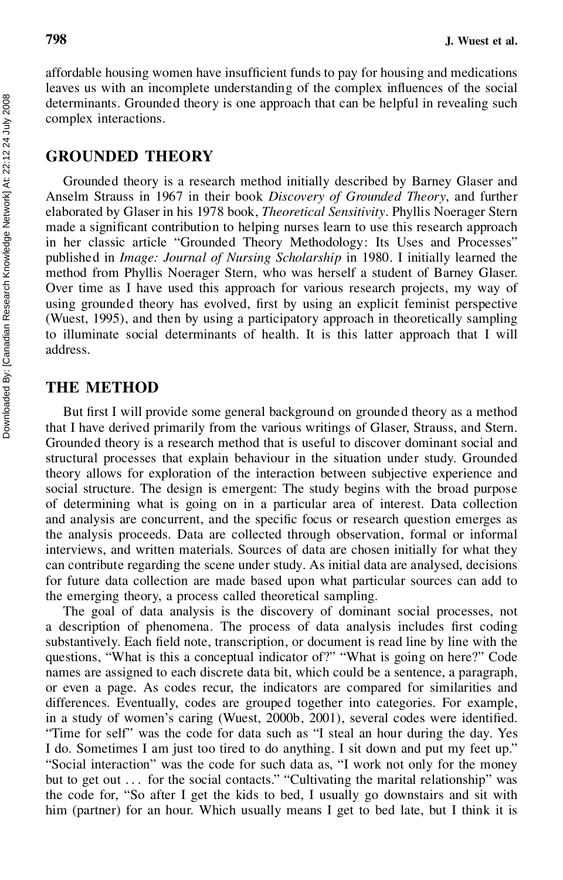affordable housing women have insufficient funds to pay for housing and medications leaves us with an incomplete understanding of the complex influences of the social determinants. Grounded theory is one approach that can be helpful in revealing such complex interactions.

## GROUNDED THEORY

Grounded theory is a research method initially described by Barney Glaser and Anselm Strauss in 1967 in their book *Discovery of Grounded Theory*, and further elaborated by Glaser in his 1978 book, *Theoretical Sensitivity*. Phyllis Noerager Stern made a significant contribution to helping nurses learn to use this research approach in her classic article "Grounded Theory Methodology: Its Uses and Processes" published in *Image: Journal of Nursing Scholarship* in 1980. I initially learned the method from Phyllis Noerager Stern, who was herself a student of Barney Glaser. Over time as I have used this approach for various research projects, my way of using grounded theory has evolved, first by using an explicit feminist perspective (Wuest, 1995), and then by using a participatory approach in theoretically sampling to illuminate social determinants of health. It is this latter approach that I will address.

## THE METHOD

But first I will provide some general background on grounded theory as a method that I have derived primarily from the various writings of Glaser, Strauss, and Stern. Grounded theory is a research method that is useful to discover dominant social and structural processes that explain behaviour in the situation under study. Grounded theory allows for exploration of the interaction between subjective experience and social structure. The design is emergent: The study begins with the broad purpose of determining what is going on in a particular area of interest. Data collection and analysis are concurrent, and the specific focus or research question emerges as the analysis proceeds. Data are collected through observation, formal or informal interviews, and written materials. Sources of data are chosen initially for what they can contribute regarding the scene under study. As initial data are analysed, decisions for future data collection are made based upon what particular sources can add to the emerging theory, a process called theoretical sampling.

The goal of data analysis is the discovery of dominant social processes, not a description of phenomena. The process of data analysis includes first coding substantively. Each field note, transcription, or document is read line by line with the questions, "What is this a conceptual indicator of?" "What is going on here?" Code names are assigned to each discrete data bit, which could be a sentence, a paragraph, or even a page. As codes recur, the indicators are compared for similarities and differences. Eventually, codes are grouped together into categories. For example, in a study of women's caring (Wuest, 2000b, 2001), several codes were identified. "Time for self" was the code for data such as "I steal an hour during the day. Yes I do. Sometimes I am just too tired to do anything. I sit down and put my feet up." "Social interaction" was the code for such data as, "I work not only for the money but to get out ... for the social contacts." "Cultivating the marital relationship" was the code for, "So after I get the kids to bed, I usually go downstairs and sit with him (partner) for an hour. Which usually means I get to bed late, but I think it is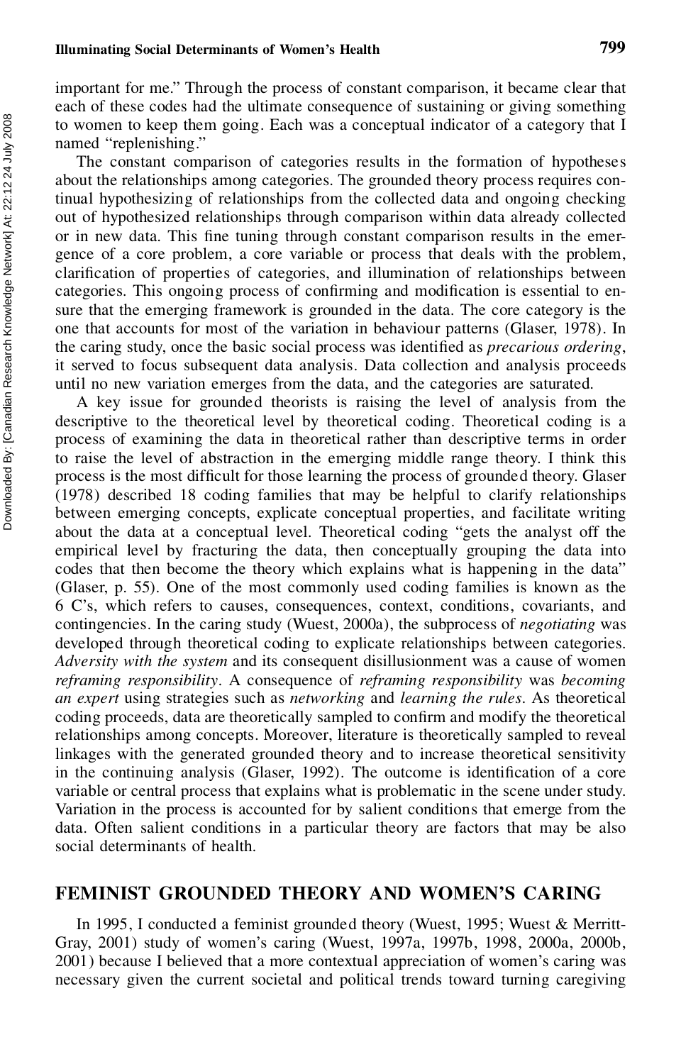important for me." Through the process of constant comparison, it became clear that each of these codes had the ultimate consequence of sustaining or giving something to women to keep them going. Each was a conceptual indicator of a category that I named "replenishing."

The constant comparison of categories results in the formation of hypotheses about the relationships among categories. The grounded theory process requires continual hypothesizing of relationships from the collected data and ongoing checking out of hypothesized relationships through comparison within data already collected or in new data. This fine tuning through constant comparison results in the emergence of a core problem, a core variable or process that deals with the problem, clarification of properties of categories, and illumination of relationships between categories. This ongoing process of confirming and modification is essential to ensure that the emerging framework is grounded in the data. The core category is the one that accounts for most of the variation in behaviour patterns (Glaser, 1978). In the caring study, once the basic social process was identified as *precarious ordering*, it served to focus subsequent data analysis. Data collection and analysis proceeds until no new variation emerges from the data, and the categories are saturated.

A key issue for grounded theorists is raising the level of analysis from the descriptive to the theoretical level by theoretical coding. Theoretical coding is a process of examining the data in theoretical rather than descriptive terms in order to raise the level of abstraction in the emerging middle range theory. I think this process is the most difficult for those learning the process of grounded theory. Glaser (1978) described 18 coding families that may be helpful to clarify relationships between emerging concepts, explicate conceptual properties, and facilitate writing about the data at a conceptual level. Theoretical coding "gets the analyst off the empirical level by fracturing the data, then conceptually grouping the data into codes that then become the theory which explains what is happening in the data" (Glaser, p. 55). One of the most commonly used coding families is known as the 6 C's, which refers to causes, consequences, context, conditions, covariants, and contingencies. In the caring study (Wuest, 2000a), the subprocess of *negotiating* was developed through theoretical coding to explicate relationships between categories. *Adversity with the system* and its consequent disillusionment was a cause of women *reframing responsibility*. A consequence of *reframing responsibility* was *becoming an expert* using strategies such as *networking* and *learning the rules*. As theoretical coding proceeds, data are theoretically sampled to confirm and modify the theoretical relationships among concepts. Moreover, literature is theoretically sampled to reveal linkages with the generated grounded theory and to increase theoretical sensitivity in the continuing analysis (Glaser, 1992). The outcome is identification of a core variable or central process that explains what is problematic in the scene under study. Variation in the process is accounted for by salient conditions that emerge from the data. Often salient conditions in a particular theory are factors that may be also social determinants of health.

## FEMINIST GROUNDED THEORY AND WOMEN'S CARING

In 1995, I conducted a feminist grounded theory (Wuest, 1995; Wuest & Merritt-Gray, 2001) study of women's caring (Wuest, 1997a, 1997b, 1998, 2000a, 2000b, 2001) because I believed that a more contextual appreciation of women's caring was necessary given the current societal and political trends toward turning caregiving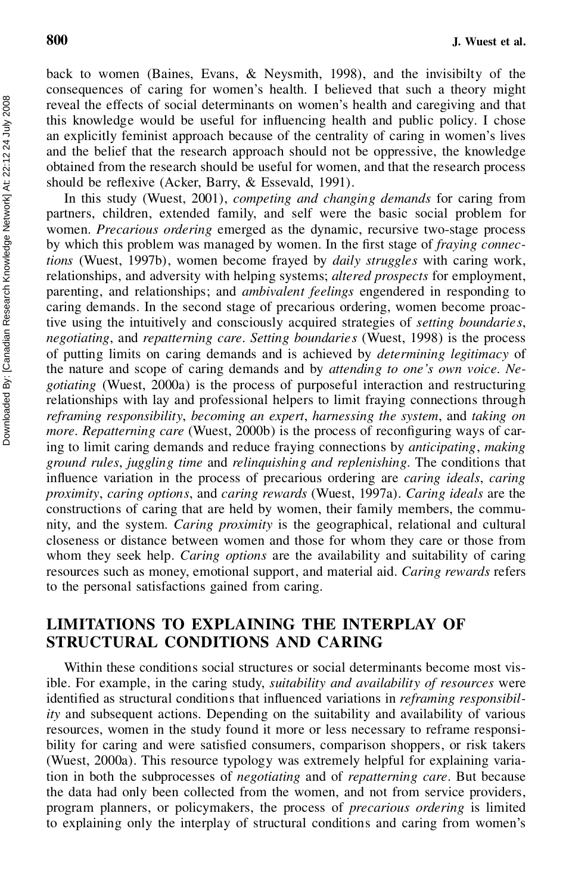back to women (Baines, Evans, & Neysmith, 1998), and the invisibilty of the consequences of caring for women's health. I believed that such a theory might reveal the effects of social determinants on women's health and caregiving and that this knowledge would be useful for influencing health and public policy. I chose an explicitly feminist approach because of the centrality of caring in women's lives and the belief that the research approach should not be oppressive, the knowledge obtained from the research should be useful for women, and that the research process should be reflexive (Acker, Barry, & Essevald, 1991).

In this study (Wuest, 2001), *competing and changing demands* for caring from partners, children, extended family, and self were the basic social problem for women. *Precarious ordering* emerged as the dynamic, recursive two-stage process by which this problem was managed by women. In the first stage of *fraying connections* (Wuest, 1997b), women become frayed by *daily struggles* with caring work, relationships, and adversity with helping systems; *altered prospects* for employment, parenting, and relationships; and *ambivalent feelings* engendered in responding to caring demands. In the second stage of precarious ordering, women become proactive using the intuitively and consciously acquired strategies of *setting boundaries*, *negotiating*, and *repatterning care*. *Setting boundaries* (Wuest, 1998) is the process of putting limits on caring demands and is achieved by *determining legitimacy* of the nature and scope of caring demands and by *attending to one's own voice*. *Negotiating* (Wuest, 2000a) is the process of purposeful interaction and restructuring relationships with lay and professional helpers to limit fraying connections through *reframing responsibility*, *becoming an expert*, *harnessing the system*, and *taking on more*. *Repatterning care* (Wuest, 2000b) is the process of reconfiguring ways of caring to limit caring demands and reduce fraying connections by *anticipating*, *making ground rules*, *juggling time* and *relinquishing and replenishing*. The conditions that influence variation in the process of precarious ordering are *caring ideals*, *caring proximity*, *caring options*, and *caring rewards* (Wuest, 1997a). *Caring ideals* are the constructions of caring that are held by women, their family members, the community, and the system. *Caring proximity* is the geographical, relational and cultural closeness or distance between women and those for whom they care or those from whom they seek help. *Caring options* are the availability and suitability of caring resources such as money, emotional support, and material aid. *Caring rewards* refers to the personal satisfactions gained from caring.

## LIMITATIONS TO EXPLAINING THE INTERPLAY OF STRUCTURAL CONDITIONS AND CARING

Within these conditions social structures or social determinants become most visible. For example, in the caring study, *suitability and availability of resources* were identified as structural conditions that influenced variations in *reframing responsibility* and subsequent actions. Depending on the suitability and availability of various resources, women in the study found it more or less necessary to reframe responsibility for caring and were satisfied consumers, comparison shoppers, or risk takers (Wuest, 2000a). This resource typology was extremely helpful for explaining variation in both the subprocesses of *negotiating* and of *repatterning care*. But because the data had only been collected from the women, and not from service providers, program planners, or policymakers, the process of *precarious ordering* is limited to explaining only the interplay of structural conditions and caring from women's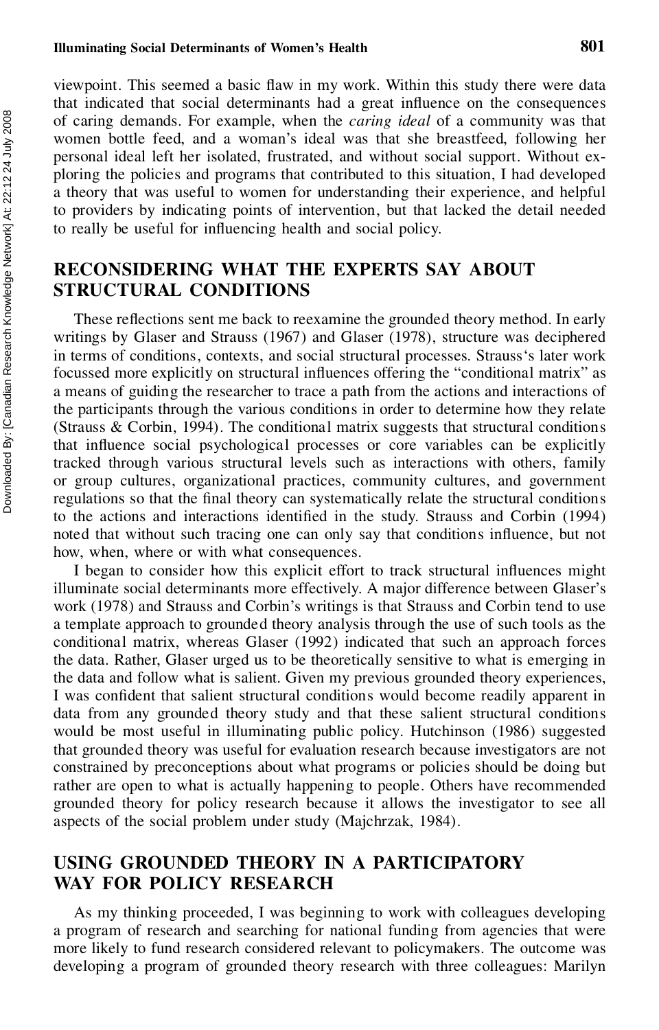viewpoint. This seemed a basic flaw in my work. Within this study there were data that indicated that social determinants had a great influence on the consequences of caring demands. For example, when the *caring ideal* of a community was that women bottle feed, and a woman's ideal was that she breastfeed, following her personal ideal left her isolated, frustrated, and without social support. Without exploring the policies and programs that contributed to this situation, I had developed a theory that was useful to women for understanding their experience, and helpful to providers by indicating points of intervention, but that lacked the detail needed to really be useful for influencing health and social policy.

## RECONSIDERING WHAT THE EXPERTS SAY ABOUT STRUCTURAL CONDITIONS

These reflections sent me back to reexamine the grounded theory method. In early writings by Glaser and Strauss (1967) and Glaser (1978), structure was deciphered in terms of conditions, contexts, and social structural processes. Strauss's later work focussed more explicitly on structural influences offering the "conditional matrix" as a means of guiding the researcher to trace a path from the actions and interactions of the participants through the various conditions in order to determine how they relate (Strauss & Corbin, 1994). The conditional matrix suggests that structural conditions that influence social psychological processes or core variables can be explicitly tracked through various structural levels such as interactions with others, family or group cultures, organizational practices, community cultures, and government regulations so that the final theory can systematically relate the structural conditions to the actions and interactions identified in the study. Strauss and Corbin (1994) noted that without such tracing one can only say that conditions influence, but not how, when, where or with what consequences.

I began to consider how this explicit effort to track structural influences might illuminate social determinants more effectively. A major difference between Glaser's work (1978) and Strauss and Corbin's writings is that Strauss and Corbin tend to use a template approach to grounded theory analysis through the use of such tools as the conditional matrix, whereas Glaser (1992) indicated that such an approach forces the data. Rather, Glaser urged us to be theoretically sensitive to what is emerging in the data and follow what is salient. Given my previous grounded theory experiences, I was confident that salient structural conditions would become readily apparent in data from any grounded theory study and that these salient structural conditions would be most useful in illuminating public policy. Hutchinson (1986) suggested that grounded theory was useful for evaluation research because investigators are not constrained by preconceptions about what programs or policies should be doing but rather are open to what is actually happening to people. Others have recommended grounded theory for policy research because it allows the investigator to see all aspects of the social problem under study (Majchrzak, 1984).

## USING GROUNDED THEORY IN A PARTICIPATORY WAY FOR POLICY RESEARCH

As my thinking proceeded, I was beginning to work with colleagues developing a program of research and searching for national funding from agencies that were more likely to fund research considered relevant to policymakers. The outcome was developing a program of grounded theory research with three colleagues: Marilyn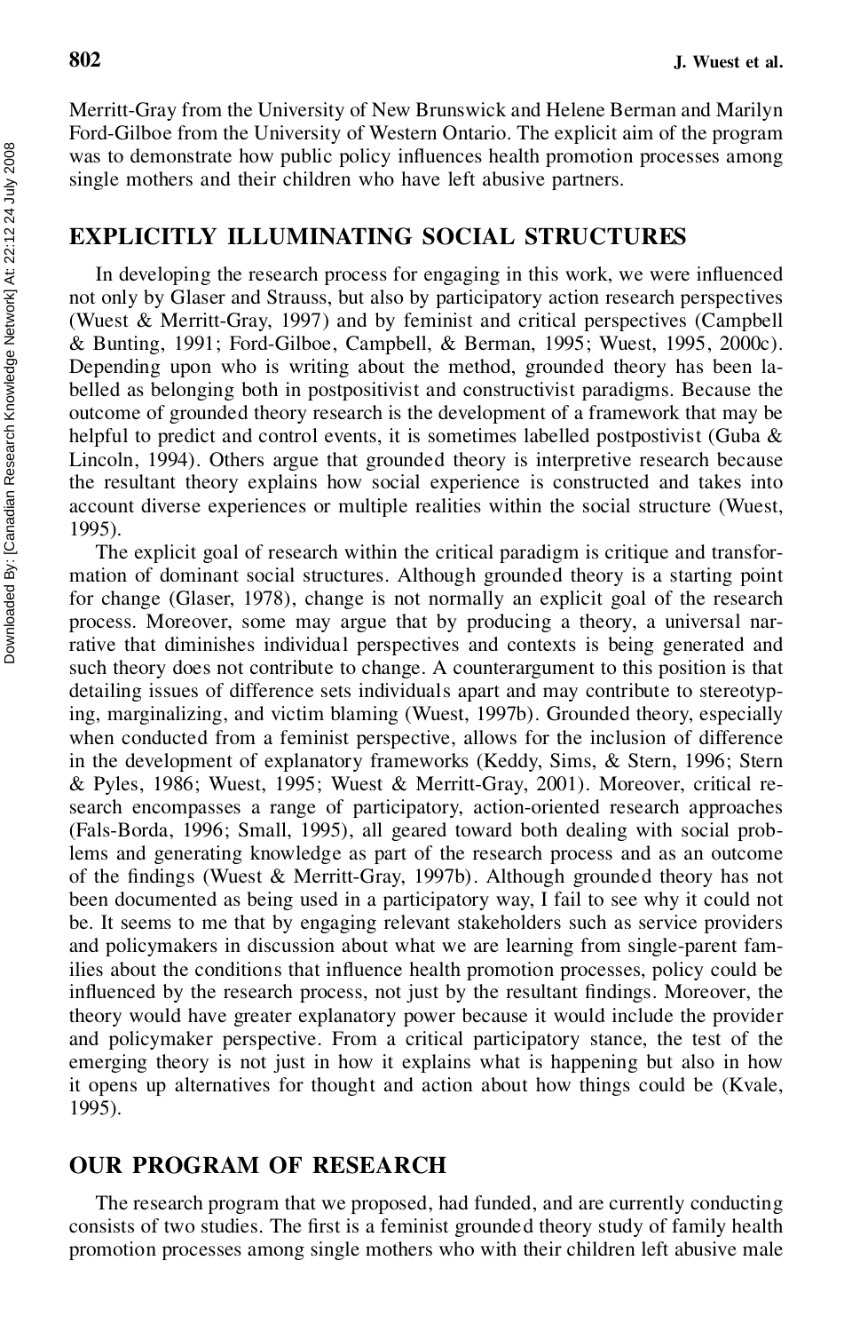Merritt-Gray from the University of New Brunswick and Helene Berman and Marilyn Ford-Gilboe from the University of Western Ontario. The explicit aim of the program was to demonstrate how public policy influences health promotion processes among single mothers and their children who have left abusive partners.

## EXPLICITLY ILLUMINATING SOCIAL STRUCTURES

In developing the research process for engaging in this work, we were influenced not only by Glaser and Strauss, but also by participatory action research perspectives (Wuest & Merritt-Gray, 1997) and by feminist and critical perspectives (Campbell & Bunting, 1991; Ford-Gilboe, Campbell, & Berman, 1995; Wuest, 1995, 2000c). Depending upon who is writing about the method, grounded theory has been labelled as belonging both in postpositivist and constructivist paradigms. Because the outcome of grounded theory research is the development of a framework that may be helpful to predict and control events, it is sometimes labelled postpostivist (Guba & Lincoln, 1994). Others argue that grounded theory is interpretive research because the resultant theory explains how social experience is constructed and takes into account diverse experiences or multiple realities within the social structure (Wuest, 1995).

The explicit goal of research within the critical paradigm is critique and transformation of dominant social structures. Although grounded theory is a starting point for change (Glaser, 1978), change is not normally an explicit goal of the research process. Moreover, some may argue that by producing a theory, a universal narrative that diminishes individual perspectives and contexts is being generated and such theory does not contribute to change. A counterargument to this position is that detailing issues of difference sets individuals apart and may contribute to stereotyping, marginalizing, and victim blaming (Wuest, 1997b). Grounded theory, especially when conducted from a feminist perspective, allows for the inclusion of difference in the development of explanatory frameworks (Keddy, Sims, & Stern, 1996; Stern & Pyles, 1986; Wuest, 1995; Wuest & Merritt-Gray, 2001). Moreover, critical research encompasses a range of participatory, action-oriented research approaches (Fals-Borda, 1996; Small, 1995), all geared toward both dealing with social problems and generating knowledge as part of the research process and as an outcome of the findings (Wuest & Merritt-Gray, 1997b). Although grounded theory has not been documented as being used in a participatory way, I fail to see why it could not be. It seems to me that by engaging relevant stakeholders such as service providers and policymakers in discussion about what we are learning from single-parent families about the conditions that influence health promotion processes, policy could be influenced by the research process, not just by the resultant findings. Moreover, the theory would have greater explanatory power because it would include the provider and policymaker perspective. From a critical participatory stance, the test of the emerging theory is not just in how it explains what is happening but also in how it opens up alternatives for thought and action about how things could be (Kvale, 1995).

## OUR PROGRAM OF RESEARCH

The research program that we proposed, had funded, and are currently conducting consists of two studies. The first is a feminist grounded theory study of family health promotion processes among single mothers who with their children left abusive male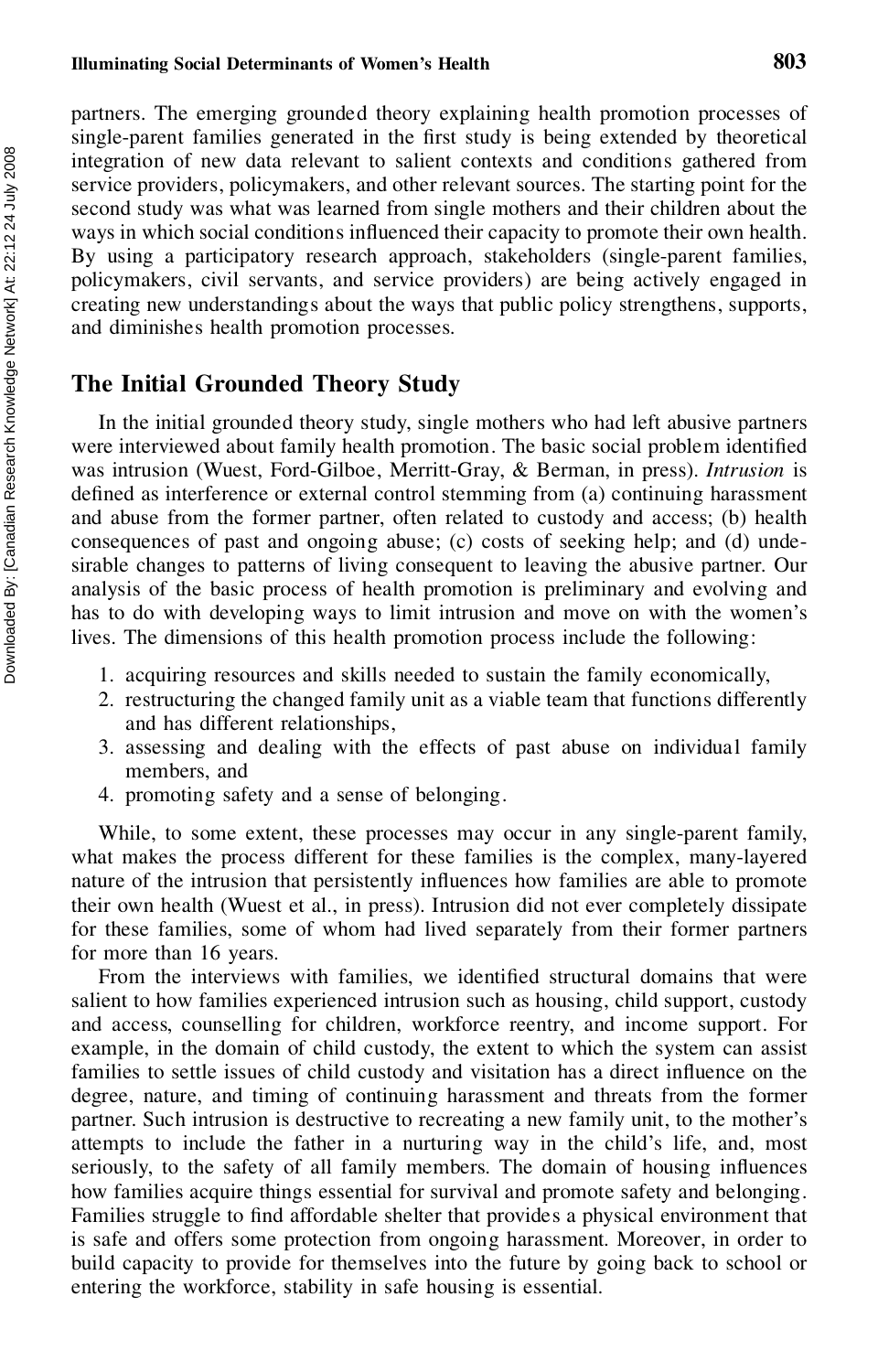partners. The emerging grounded theory explaining health promotion processes of single-parent families generated in the first study is being extended by theoretical integration of new data relevant to salient contexts and conditions gathered from service providers, policymakers, and other relevant sources. The starting point for the second study was what was learned from single mothers and their children about the ways in which social conditions influenced their capacity to promote their own health. By using a participatory research approach, stakeholders (single-parent families, policymakers, civil servants, and service providers) are being actively engaged in creating new understandings about the ways that public policy strengthens, supports, and diminishes health promotion processes.

## The Initial Grounded Theory Study

In the initial grounded theory study, single mothers who had left abusive partners were interviewed about family health promotion. The basic social problem identified was intrusion (Wuest, Ford-Gilboe, Merritt-Gray, & Berman, in press). *Intrusion* is defined as interference or external control stemming from (a) continuing harassment and abuse from the former partner, often related to custody and access; (b) health consequences of past and ongoing abuse; (c) costs of seeking help; and (d) undesirable changes to patterns of living consequent to leaving the abusive partner. Our analysis of the basic process of health promotion is preliminary and evolving and has to do with developing ways to limit intrusion and move on with the women's lives. The dimensions of this health promotion process include the following:

1. acquiring resources and skills needed to sustain the family economically,
2. restructuring the changed family unit as a viable team that functions differently and has different relationships,
3. assessing and dealing with the effects of past abuse on individual family members, and
4. promoting safety and a sense of belonging.

While, to some extent, these processes may occur in any single-parent family, what makes the process different for these families is the complex, many-layered nature of the intrusion that persistently influences how families are able to promote their own health (Wuest et al., in press). Intrusion did not ever completely dissipate for these families, some of whom had lived separately from their former partners for more than 16 years.

From the interviews with families, we identified structural domains that were salient to how families experienced intrusion such as housing, child support, custody and access, counselling for children, workforce reentry, and income support. For example, in the domain of child custody, the extent to which the system can assist families to settle issues of child custody and visitation has a direct influence on the degree, nature, and timing of continuing harassment and threats from the former partner. Such intrusion is destructive to recreating a new family unit, to the mother's attempts to include the father in a nurturing way in the child's life, and, most seriously, to the safety of all family members. The domain of housing influences how families acquire things essential for survival and promote safety and belonging. Families struggle to find affordable shelter that provides a physical environment that is safe and offers some protection from ongoing harassment. Moreover, in order to build capacity to provide for themselves into the future by going back to school or entering the workforce, stability in safe housing is essential.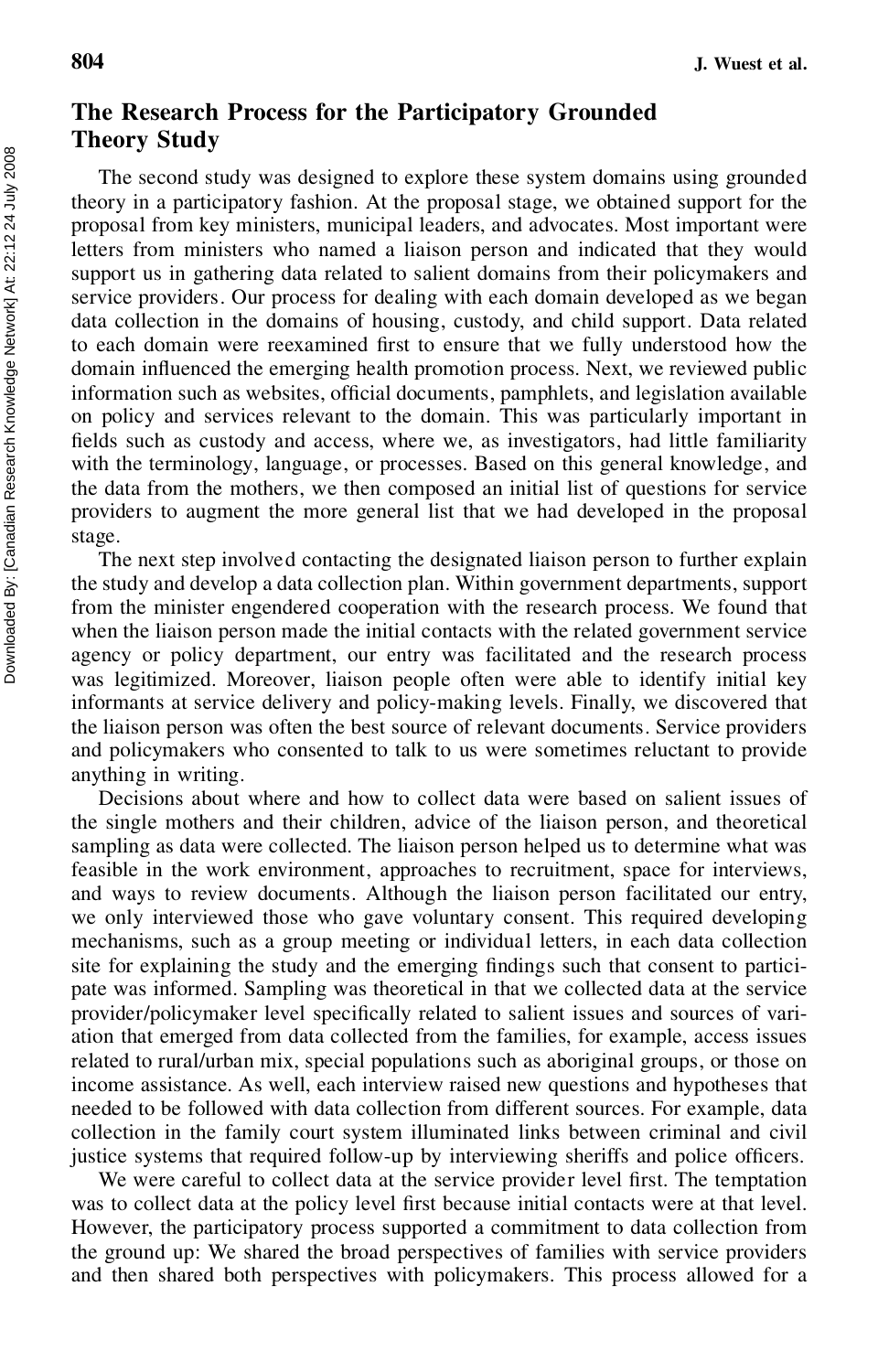## The Research Process for the Participatory Grounded Theory Study

The second study was designed to explore these system domains using grounded theory in a participatory fashion. At the proposal stage, we obtained support for the proposal from key ministers, municipal leaders, and advocates. Most important were letters from ministers who named a liaison person and indicated that they would support us in gathering data related to salient domains from their policymakers and service providers. Our process for dealing with each domain developed as we began data collection in the domains of housing, custody, and child support. Data related to each domain were reexamined first to ensure that we fully understood how the domain influenced the emerging health promotion process. Next, we reviewed public information such as websites, official documents, pamphlets, and legislation available on policy and services relevant to the domain. This was particularly important in fields such as custody and access, where we, as investigators, had little familiarity with the terminology, language, or processes. Based on this general knowledge, and the data from the mothers, we then composed an initial list of questions for service providers to augment the more general list that we had developed in the proposal stage.

The next step involved contacting the designated liaison person to further explain the study and develop a data collection plan. Within government departments, support from the minister engendered cooperation with the research process. We found that when the liaison person made the initial contacts with the related government service agency or policy department, our entry was facilitated and the research process was legitimized. Moreover, liaison people often were able to identify initial key informants at service delivery and policy-making levels. Finally, we discovered that the liaison person was often the best source of relevant documents. Service providers and policymakers who consented to talk to us were sometimes reluctant to provide anything in writing.

Decisions about where and how to collect data were based on salient issues of the single mothers and their children, advice of the liaison person, and theoretical sampling as data were collected. The liaison person helped us to determine what was feasible in the work environment, approaches to recruitment, space for interviews, and ways to review documents. Although the liaison person facilitated our entry, we only interviewed those who gave voluntary consent. This required developing mechanisms, such as a group meeting or individual letters, in each data collection site for explaining the study and the emerging findings such that consent to participate was informed. Sampling was theoretical in that we collected data at the service provider/policymaker level specifically related to salient issues and sources of variation that emerged from data collected from the families, for example, access issues related to rural/urban mix, special populations such as aboriginal groups, or those on income assistance. As well, each interview raised new questions and hypotheses that needed to be followed with data collection from different sources. For example, data collection in the family court system illuminated links between criminal and civil justice systems that required follow-up by interviewing sheriffs and police officers.

We were careful to collect data at the service provider level first. The temptation was to collect data at the policy level first because initial contacts were at that level. However, the participatory process supported a commitment to data collection from the ground up: We shared the broad perspectives of families with service providers and then shared both perspectives with policymakers. This process allowed for a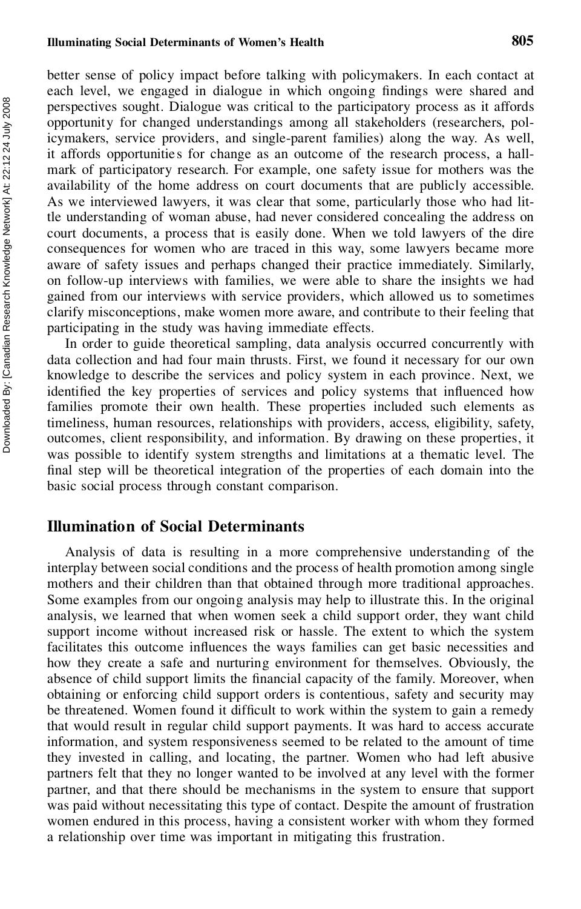better sense of policy impact before talking with policymakers. In each contact at each level, we engaged in dialogue in which ongoing findings were shared and perspectives sought. Dialogue was critical to the participatory process as it affords opportunity for changed understandings among all stakeholders (researchers, policymakers, service providers, and single-parent families) along the way. As well, it affords opportunities for change as an outcome of the research process, a hallmark of participatory research. For example, one safety issue for mothers was the availability of the home address on court documents that are publicly accessible. As we interviewed lawyers, it was clear that some, particularly those who had little understanding of woman abuse, had never considered concealing the address on court documents, a process that is easily done. When we told lawyers of the dire consequences for women who are traced in this way, some lawyers became more aware of safety issues and perhaps changed their practice immediately. Similarly, on follow-up interviews with families, we were able to share the insights we had gained from our interviews with service providers, which allowed us to sometimes clarify misconceptions, make women more aware, and contribute to their feeling that participating in the study was having immediate effects.

In order to guide theoretical sampling, data analysis occurred concurrently with data collection and had four main thrusts. First, we found it necessary for our own knowledge to describe the services and policy system in each province. Next, we identified the key properties of services and policy systems that influenced how families promote their own health. These properties included such elements as timeliness, human resources, relationships with providers, access, eligibility, safety, outcomes, client responsibility, and information. By drawing on these properties, it was possible to identify system strengths and limitations at a thematic level. The final step will be theoretical integration of the properties of each domain into the basic social process through constant comparison.

## Illumination of Social Determinants

Analysis of data is resulting in a more comprehensive understanding of the interplay between social conditions and the process of health promotion among single mothers and their children than that obtained through more traditional approaches. Some examples from our ongoing analysis may help to illustrate this. In the original analysis, we learned that when women seek a child support order, they want child support income without increased risk or hassle. The extent to which the system facilitates this outcome influences the ways families can get basic necessities and how they create a safe and nurturing environment for themselves. Obviously, the absence of child support limits the financial capacity of the family. Moreover, when obtaining or enforcing child support orders is contentious, safety and security may be threatened. Women found it difficult to work within the system to gain a remedy that would result in regular child support payments. It was hard to access accurate information, and system responsiveness seemed to be related to the amount of time they invested in calling, and locating, the partner. Women who had left abusive partners felt that they no longer wanted to be involved at any level with the former partner, and that there should be mechanisms in the system to ensure that support was paid without necessitating this type of contact. Despite the amount of frustration women endured in this process, having a consistent worker with whom they formed a relationship over time was important in mitigating this frustration.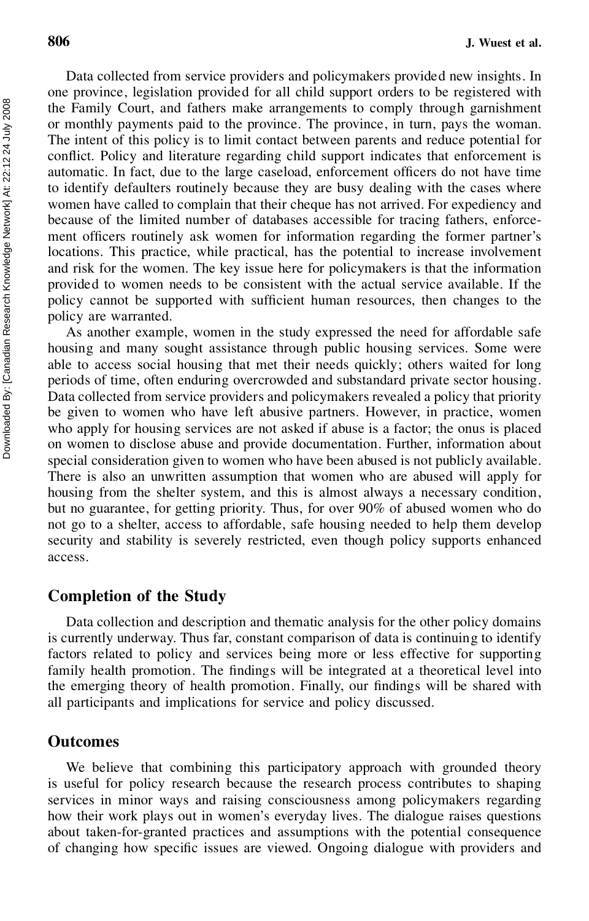Data collected from service providers and policymakers provided new insights. In one province, legislation provided for all child support orders to be registered with the Family Court, and fathers make arrangements to comply through garnishment or monthly payments paid to the province. The province, in turn, pays the woman. The intent of this policy is to limit contact between parents and reduce potential for conflict. Policy and literature regarding child support indicates that enforcement is automatic. In fact, due to the large caseload, enforcement officers do not have time to identify defaulters routinely because they are busy dealing with the cases where women have called to complain that their cheque has not arrived. For expediency and because of the limited number of databases accessible for tracing fathers, enforcement officers routinely ask women for information regarding the former partner's locations. This practice, while practical, has the potential to increase involvement and risk for the women. The key issue here for policymakers is that the information provided to women needs to be consistent with the actual service available. If the policy cannot be supported with sufficient human resources, then changes to the policy are warranted.

As another example, women in the study expressed the need for affordable safe housing and many sought assistance through public housing services. Some were able to access social housing that met their needs quickly; others waited for long periods of time, often enduring overcrowded and substandard private sector housing. Data collected from service providers and policymakers revealed a policy that priority be given to women who have left abusive partners. However, in practice, women who apply for housing services are not asked if abuse is a factor; the onus is placed on women to disclose abuse and provide documentation. Further, information about special consideration given to women who have been abused is not publicly available. There is also an unwritten assumption that women who are abused will apply for housing from the shelter system, and this is almost always a necessary condition, but no guarantee, for getting priority. Thus, for over 90% of abused women who do not go to a shelter, access to affordable, safe housing needed to help them develop security and stability is severely restricted, even though policy supports enhanced access.

## Completion of the Study

Data collection and description and thematic analysis for the other policy domains is currently underway. Thus far, constant comparison of data is continuing to identify factors related to policy and services being more or less effective for supporting family health promotion. The findings will be integrated at a theoretical level into the emerging theory of health promotion. Finally, our findings will be shared with all participants and implications for service and policy discussed.

## Outcomes

We believe that combining this participatory approach with grounded theory is useful for policy research because the research process contributes to shaping services in minor ways and raising consciousness among policymakers regarding how their work plays out in women's everyday lives. The dialogue raises questions about taken-for-granted practices and assumptions with the potential consequence of changing how specific issues are viewed. Ongoing dialogue with providers and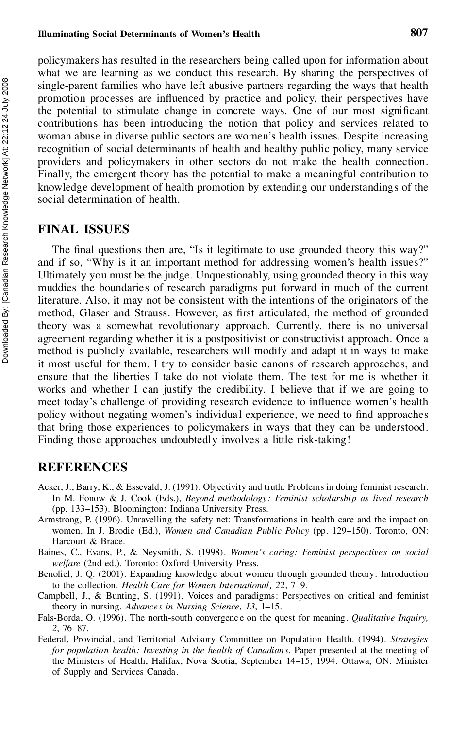policymakers has resulted in the researchers being called upon for information about what we are learning as we conduct this research. By sharing the perspectives of single-parent families who have left abusive partners regarding the ways that health promotion processes are influenced by practice and policy, their perspectives have the potential to stimulate change in concrete ways. One of our most significant contributions has been introducing the notion that policy and services related to woman abuse in diverse public sectors are women's health issues. Despite increasing recognition of social determinants of health and healthy public policy, many service providers and policymakers in other sectors do not make the health connection. Finally, the emergent theory has the potential to make a meaningful contribution to knowledge development of health promotion by extending our understandings of the social determination of health.

## FINAL ISSUES

The final questions then are, "Is it legitimate to use grounded theory this way?" and if so, "Why is it an important method for addressing women's health issues?" Ultimately you must be the judge. Unquestionably, using grounded theory in this way muddies the boundaries of research paradigms put forward in much of the current literature. Also, it may not be consistent with the intentions of the originators of the method, Glaser and Strauss. However, as first articulated, the method of grounded theory was a somewhat revolutionary approach. Currently, there is no universal agreement regarding whether it is a postpositivist or constructivist approach. Once a method is publicly available, researchers will modify and adapt it in ways to make it most useful for them. I try to consider basic canons of research approaches, and ensure that the liberties I take do not violate them. The test for me is whether it works and whether I can justify the credibility. I believe that if we are going to meet today's challenge of providing research evidence to influence women's health policy without negating women's individual experience, we need to find approaches that bring those experiences to policymakers in ways that they can be understood. Finding those approaches undoubtedly involves a little risk-taking!

## REFERENCES

Acker, J., Barry, K., & Essevald, J. (1991). Objectivity and truth: Problems in doing feminist research. In M. Fonow & J. Cook (Eds.), *Beyond methodology: Feminist scholarship as lived research* (pp. 133–153). Bloomington: Indiana University Press.

Armstrong, P. (1996). Unravelling the safety net: Transformations in health care and the impact on women. In J. Brodie (Ed.), *Women and Canadian Public Policy* (pp. 129–150). Toronto, ON: Harcourt & Brace.

Baines, C., Evans, P., & Neysmith, S. (1998). *Women's caring: Feminist perspectives on social welfare* (2nd ed.). Toronto: Oxford University Press.

Benoliel, J. Q. (2001). Expanding knowledge about women through grounded theory: Introduction to the collection. *Health Care for Women International, 22*, 7–9.

Campbell, J., & Bunting, S. (1991). Voices and paradigms: Perspectives on critical and feminist theory in nursing. *Advances in Nursing Science, 13*, 1–15.

Fals-Borda, O. (1996). The north-south convergence on the quest for meaning. *Qualitative Inquiry, 2*, 76–87.

Federal, Provincial, and Territorial Advisory Committee on Population Health. (1994). *Strategies for population health: Investing in the health of Canadians*. Paper presented at the meeting of the Ministers of Health, Halifax, Nova Scotia, September 14–15, 1994. Ottawa, ON: Minister of Supply and Services Canada.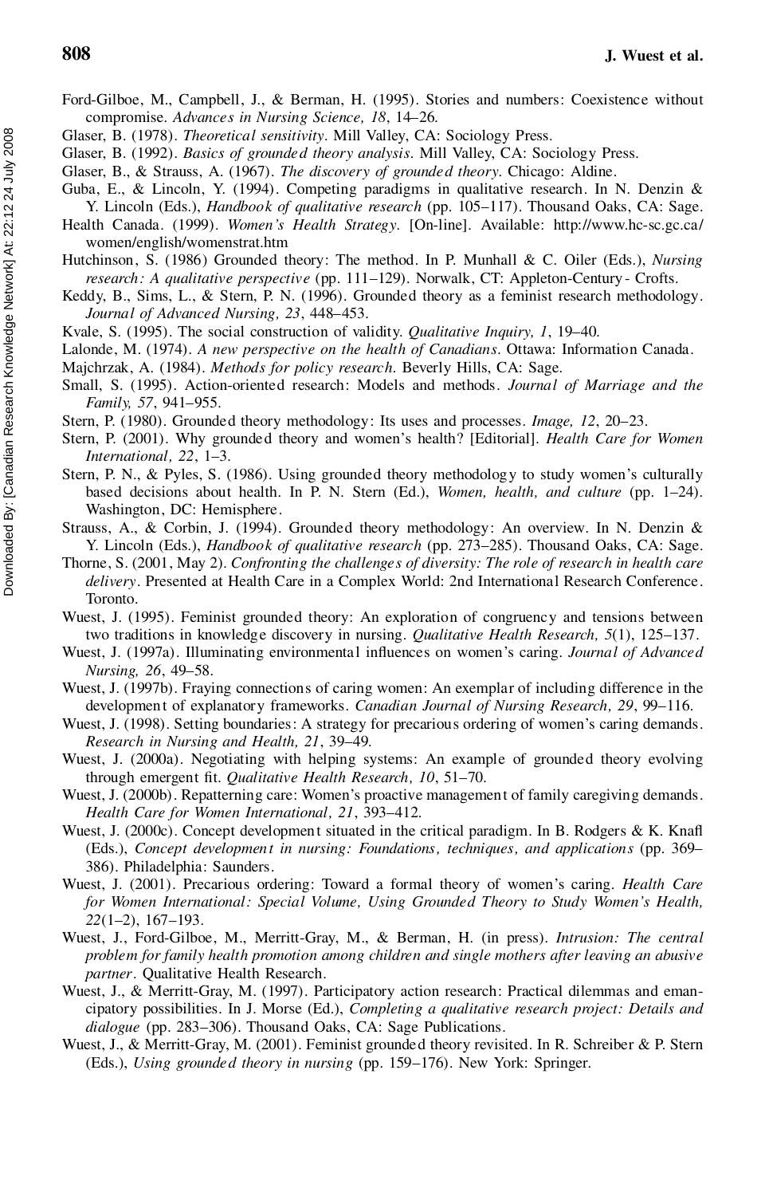Ford-Gilboe, M., Campbell, J., & Berman, H. (1995). Stories and numbers: Coexistence without compromise. *Advances in Nursing Science, 18*, 14–26.

Glaser, B. (1978). *Theoretical sensitivity*. Mill Valley, CA: Sociology Press.

Glaser, B. (1992). *Basics of grounded theory analysis*. Mill Valley, CA: Sociology Press.

Glaser, B., & Strauss, A. (1967). *The discovery of grounded theory*. Chicago: Aldine.

Guba, E., & Lincoln, Y. (1994). Competing paradigms in qualitative research. In N. Denzin & Y. Lincoln (Eds.), *Handbook of qualitative research* (pp. 105–117). Thousand Oaks, CA: Sage.

Health Canada. (1999). *Women's Health Strategy*. [On-line]. Available: http://www.hc-sc.gc.ca/women/english/womenstrat.htm

Hutchinson, S. (1986) Grounded theory: The method. In P. Munhall & C. Oiler (Eds.), *Nursing research: A qualitative perspective* (pp. 111–129). Norwalk, CT: Appleton-Century- Crofts.

Keddy, B., Sims, L., & Stern, P. N. (1996). Grounded theory as a feminist research methodology. *Journal of Advanced Nursing, 23*, 448–453.

Kvale, S. (1995). The social construction of validity. *Qualitative Inquiry, 1*, 19–40.

Lalonde, M. (1974). *A new perspective on the health of Canadians*. Ottawa: Information Canada.

Majchrzak, A. (1984). *Methods for policy research*. Beverly Hills, CA: Sage.

Small, S. (1995). Action-oriented research: Models and methods. *Journal of Marriage and the Family, 57*, 941–955.

Stern, P. (1980). Grounded theory methodology: Its uses and processes. *Image, 12*, 20–23.

Stern, P. (2001). Why grounded theory and women's health? [Editorial]. *Health Care for Women International, 22*, 1–3.

Stern, P. N., & Pyles, S. (1986). Using grounded theory methodology to study women's culturally based decisions about health. In P. N. Stern (Ed.), *Women, health, and culture* (pp. 1–24). Washington, DC: Hemisphere.

Strauss, A., & Corbin, J. (1994). Grounded theory methodology: An overview. In N. Denzin & Y. Lincoln (Eds.), *Handbook of qualitative research* (pp. 273–285). Thousand Oaks, CA: Sage.

Thorne, S. (2001, May 2). *Confronting the challenges of diversity: The role of research in health care delivery*. Presented at Health Care in a Complex World: 2nd International Research Conference. Toronto.

Wuest, J. (1995). Feminist grounded theory: An exploration of congruency and tensions between two traditions in knowledge discovery in nursing. *Qualitative Health Research, 5*(1), 125–137.

Wuest, J. (1997a). Illuminating environmental influences on women's caring. *Journal of Advanced Nursing, 26*, 49–58.

Wuest, J. (1997b). Fraying connections of caring women: An exemplar of including difference in the development of explanatory frameworks. *Canadian Journal of Nursing Research, 29*, 99–116.

Wuest, J. (1998). Setting boundaries: A strategy for precarious ordering of women's caring demands. *Research in Nursing and Health, 21*, 39–49.

Wuest, J. (2000a). Negotiating with helping systems: An example of grounded theory evolving through emergent fit. *Qualitative Health Research, 10*, 51–70.

Wuest, J. (2000b). Repatterning care: Women's proactive management of family caregiving demands. *Health Care for Women International, 21*, 393–412.

Wuest, J. (2000c). Concept development situated in the critical paradigm. In B. Rodgers & K. Knafl (Eds.), *Concept development in nursing: Foundations, techniques, and applications* (pp. 369–386). Philadelphia: Saunders.

Wuest, J. (2001). Precarious ordering: Toward a formal theory of women's caring. *Health Care for Women International: Special Volume, Using Grounded Theory to Study Women's Health, 22*(1–2), 167–193.

Wuest, J., Ford-Gilboe, M., Merritt-Gray, M., & Berman, H. (in press). *Intrusion: The central problem for family health promotion among children and single mothers after leaving an abusive partner*. Qualitative Health Research.

Wuest, J., & Merritt-Gray, M. (1997). Participatory action research: Practical dilemmas and emancipatory possibilities. In J. Morse (Ed.), *Completing a qualitative research project: Details and dialogue* (pp. 283–306). Thousand Oaks, CA: Sage Publications.

Wuest, J., & Merritt-Gray, M. (2001). Feminist grounded theory revisited. In R. Schreiber & P. Stern (Eds.), *Using grounded theory in nursing* (pp. 159–176). New York: Springer.